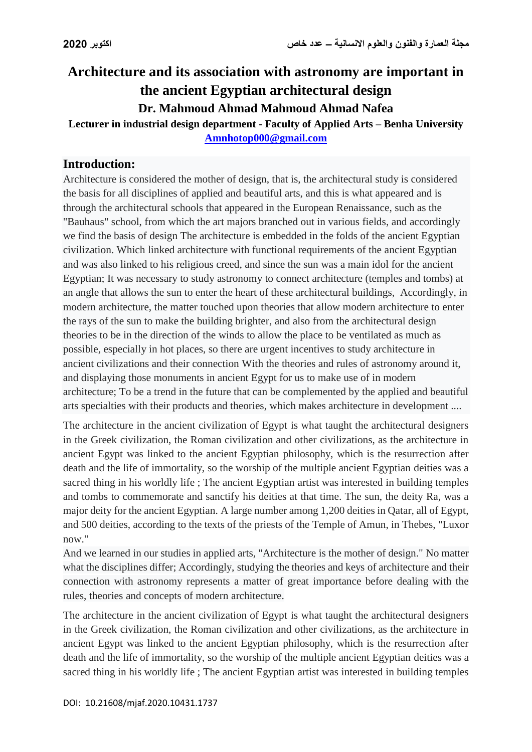# Architecture and its association with astronomy are important in the ancient Egyptian architectural design

## Dr. Mahmoud Ahmad Mahmoud Ahmad Nafea

**Lecturer in industrial design department - Faculty of Applied Arts – Benha University**

**Amnhotop000@gmail.com**

## Introduction:

Architecture is considered the mother of design, that is, the architectural study is considered the basis for all disciplines of applied and beautiful arts, and this is what appeared and is through the architectural schools that appeared in the European Renaissance, such as the "Bauhaus" school, from which the art majors branched out in various fields, and accordingly we find the basis of design The architecture is embedded in the folds of the ancient Egyptian civilization. Which linked architecture with functional requirements of the ancient Egyptian and was also linked to his religious creed, and since the sun was a main idol for the ancient Egyptian; It was necessary to study astronomy to connect architecture (temples and tombs) at an angle that allows the sun to enter the heart of these architectural buildings, Accordingly, in modern architecture, the matter touched upon theories that allow modern architecture to enter the rays of the sun to make the building brighter, and also from the architectural design theories to be in the direction of the winds to allow the place to be ventilated as much as possible, especially in hot places, so there are urgent incentives to study architecture in ancient civilizations and their connection With the theories and rules of astronomy around it, and displaying those monuments in ancient Egypt for us to make use of in modern architecture; To be a trend in the future that can be complemented by the applied and beautiful arts specialties with their products and theories, which makes architecture in development ....

The architecture in the ancient civilization of Egypt is what taught the architectural designers in the Greek civilization, the Roman civilization and other civilizations, as the architecture in ancient Egypt was linked to the ancient Egyptian philosophy, which is the resurrection after death and the life of immortality, so the worship of the multiple ancient Egyptian deities was a sacred thing in his worldly life ; The ancient Egyptian artist was interested in building temples and tombs to commemorate and sanctify his deities at that time. The sun, the deity Ra, was a major deity for the ancient Egyptian. A large number among 1,200 deities in Qatar, all of Egypt, and 500 deities, according to the texts of the priests of the Temple of Amun, in Thebes, "Luxor now."

And we learned in our studies in applied arts, "Architecture is the mother of design." No matter what the disciplines differ; Accordingly, studying the theories and keys of architecture and their connection with astronomy represents a matter of great importance before dealing with the rules, theories and concepts of modern architecture.

The architecture in the ancient civilization of Egypt is what taught the architectural designers in the Greek civilization, the Roman civilization and other civilizations, as the architecture in ancient Egypt was linked to the ancient Egyptian philosophy, which is the resurrection after death and the life of immortality, so the worship of the multiple ancient Egyptian deities was a sacred thing in his worldly life ; The ancient Egyptian artist was interested in building temples

DOI: 10.21608/mjaf.2020.10431.1737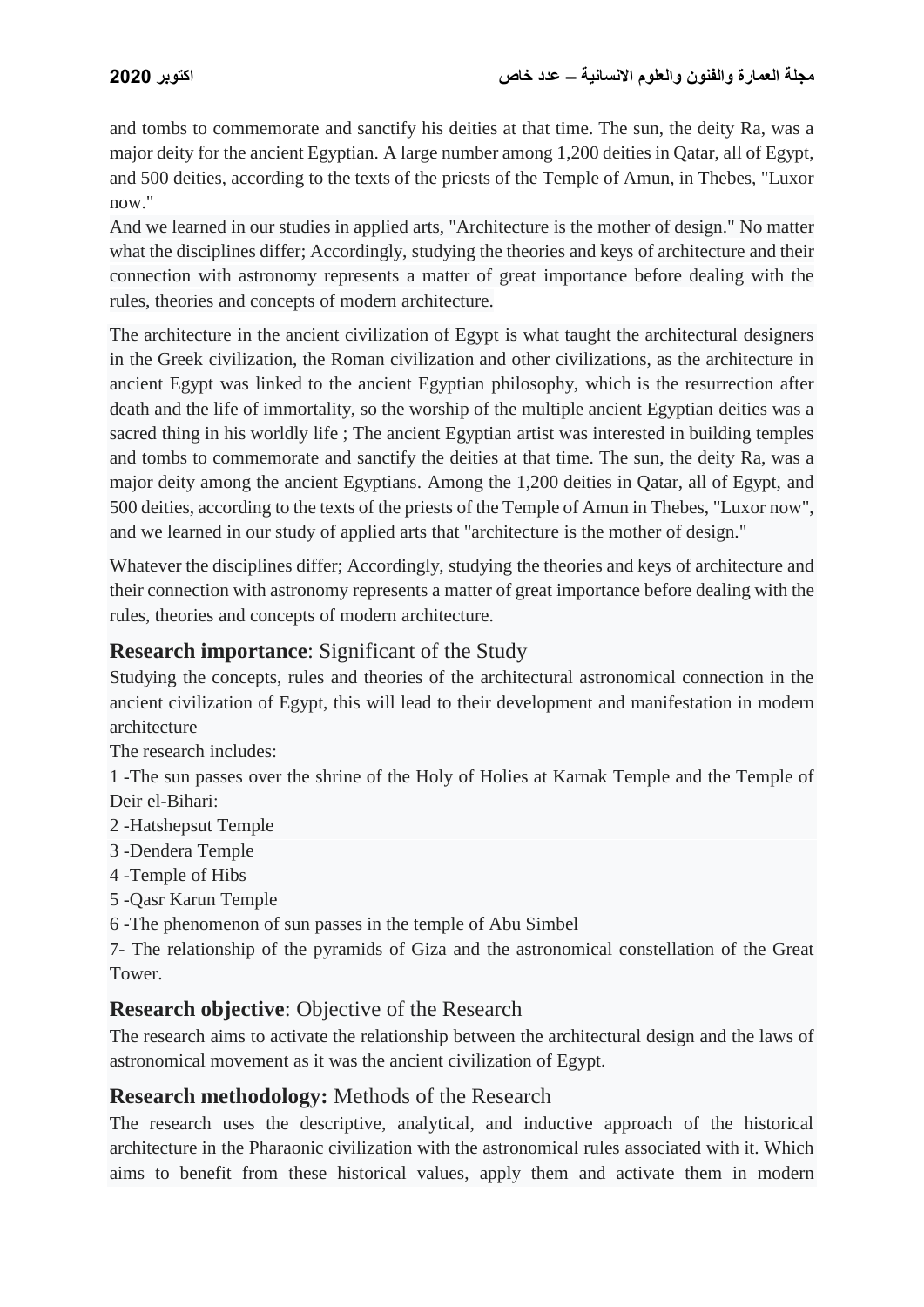and tombs to commemorate and sanctify his deities at that time. The sun, the deity Ra, was a major deity for the ancient Egyptian. A large number among 1,200 deities in Qatar, all of Egypt, and 500 deities, according to the texts of the priests of the Temple of Amun, in Thebes, "Luxor now."

And we learned in our studies in applied arts, "Architecture is the mother of design." No matter what the disciplines differ; Accordingly, studying the theories and keys of architecture and their connection with astronomy represents a matter of great importance before dealing with the rules, theories and concepts of modern architecture.

The architecture in the ancient civilization of Egypt is what taught the architectural designers in the Greek civilization, the Roman civilization and other civilizations, as the architecture in ancient Egypt was linked to the ancient Egyptian philosophy, which is the resurrection after death and the life of immortality, so the worship of the multiple ancient Egyptian deities was a sacred thing in his worldly life ; The ancient Egyptian artist was interested in building temples and tombs to commemorate and sanctify the deities at that time. The sun, the deity Ra, was a major deity among the ancient Egyptians. Among the 1,200 deities in Qatar, all of Egypt, and 500 deities, according to the texts of the priests of the Temple of Amun in Thebes, "Luxor now", and we learned in our study of applied arts that "architecture is the mother of design."

Whatever the disciplines differ; Accordingly, studying the theories and keys of architecture and their connection with astronomy represents a matter of great importance before dealing with the rules, theories and concepts of modern architecture.

## **Research importance**: Significant of the Study

Studying the concepts, rules and theories of the architectural astronomical connection in the ancient civilization of Egypt, this will lead to their development and manifestation in modern architecture

The research includes:

1 -The sun passes over the shrine of the Holy of Holies at Karnak Temple and the Temple of Deir el-Bihari:

2 -Hatshepsut Temple

3 -Dendera Temple

4 -Temple of Hibs

5 -Qasr Karun Temple

6 -The phenomenon of sun passes in the temple of Abu Simbel

7- The relationship of the pyramids of Giza and the astronomical constellation of the Great Tower.

## **Research objective**: Objective of the Research

The research aims to activate the relationship between the architectural design and the laws of astronomical movement as it was the ancient civilization of Egypt.

## **Research methodology:** Methods of the Research

The research uses the descriptive, analytical, and inductive approach of the historical architecture in the Pharaonic civilization with the astronomical rules associated with it. Which aims to benefit from these historical values, apply them and activate them in modern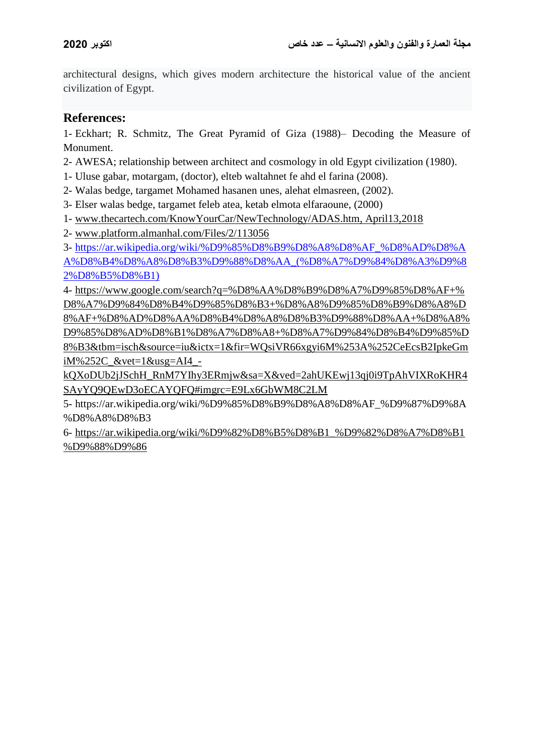architectural designs, which gives modern architecture the historical value of the ancient civilization of Egypt.

## References:

1- Eckhart; R. Schmitz, The Great Pyramid of Giza (1988)– Decoding the Measure of Monument.

2- AWESA; relationship between architect and cosmology in old Egypt civilization (1980).

1- Uluse gabar, motargam, (doctor), elteb waltahnet fe ahd el farina (2008).

2- Walas bedge, targamet Mohamed hasanen unes, alehat elmasreen, (2002).

3- Elser walas bedge, targamet feleb atea, ketab elmota elfaraoune, (2000)

1- www.thecartech.com/KnowYourCar/NewTechnology/ADAS.htm, April13,2018

2- www.platform.almanhal.com/Files/2/113056

3- https://ar.wikipedia.org/wiki/%D9%85%D8%B9%D8%A8%D8%AF_%D8%AD%D8%AA%D8%B4%D8%A8%D8%B3%D9%88%D8%AA_(%D8%A7%D9%84%D8%A3%D9%82%D8%B5%D8%B1)

4- https://www.google.com/search?q=%D8%AA%D8%B9%D8%A7%D9%85%D8%AF+%D8%A7%D9%84%D8%B4%D9%85%D8%B3+%D8%A8%D9%85%D8%B9%D8%A8%D8%AF+%D8%AD%D8%AA%D8%B4%D8%A8%D8%B3%D9%88%D8%AA+%D8%A8%D9%85%D8%AD%D8%B1%D8%A7%D8%A8+%D8%A7%D9%84%D8%B4%D9%85%D8%B3&tbm=isch&source=iu&ictx=1&fir=WQsiVR66xgyi6M%253A%252CeEcsB2IpkeGmiM%252C_&vet=1&usg=AI4_-kQXoDUb2jJSchH_RnM7YIhy3ERmjw&sa=X&ved=2ahUKEwj13qj0i9TpAhVIXRoKHR4SAyYQ9QEwD3oECAYQFQ#imgrc=E9Lx6GbWM8C2LM

5- https://ar.wikipedia.org/wiki/%D9%85%D8%B9%D8%A8%D8%AF_%D9%87%D9%8A%D8%A8%D8%B3

6- https://ar.wikipedia.org/wiki/%D9%82%D8%B5%D8%B1_%D9%82%D8%A7%D8%B1%D9%88%D9%86